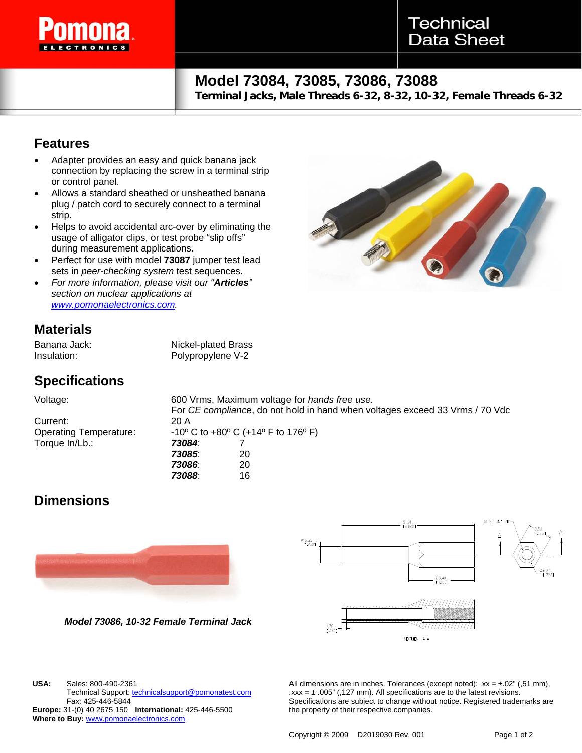# Model 73084, 73085, 73086, 73088

**Terminal Jacks, Male Threads 6-32, 8-32, 10-32, Female Threads 6-32**

## Features

- Adapter provides an easy and quick banana jack connection by replacing the screw in a terminal strip or control panel.
- Allows a standard sheathed or unsheathed banana plug / patch cord to securely connect to a terminal strip.
- Helps to avoid accidental arc-over by eliminating the usage of alligator clips, or test probe "slip offs" during measurement applications.
- Perfect for use with model **73087** jumper test lead sets in *peer-checking system* test sequences.
- *For more information, please visit our "**Articles**" section on nuclear applications at www.pomonaelectronics.com.*

## Materials

| | |
|---|---|
| Banana Jack: | Nickel-plated Brass |
| Insulation: | Polypropylene V-2 |

## Specifications

| | | |
|---|---|---|
| Voltage: | 600 Vrms, Maximum voltage for *hands free use.* For *CE compliance*, do not hold in hand when voltages exceed 33 Vrms / 70 Vdc | |
| Current: | 20 A | |
| Operating Temperature: | -10º C to +80º C (+14º F to 176º F) | |
| Torque In/Lb.: | ***73084***: | 7 |
| | ***73085***: | 20 |
| | ***73086***: | 20 |
| | ***73088***: | 16 |

## Dimensions

*Model 73086, 10-32 Female Terminal Jack*

All dimensions are in inches. Tolerances (except noted): .xx = ±.02" (,51 mm), .xxx = ± .005" (,127 mm). All specifications are subject to change without notice. Specifications are subject to change without notice. Registered trademarks are the property of their respective companies.

**USA:** Sales: 800-490-2361
Technical Support: technicalsupport@pomonatest.com
Fax: 425-446-5844
**Europe:** 31-(0) 40 2675 150 **International:** 425-446-5500
**Where to Buy:** www.pomonaelectronics.com

Copyright © 2009 D2019030 Rev. 001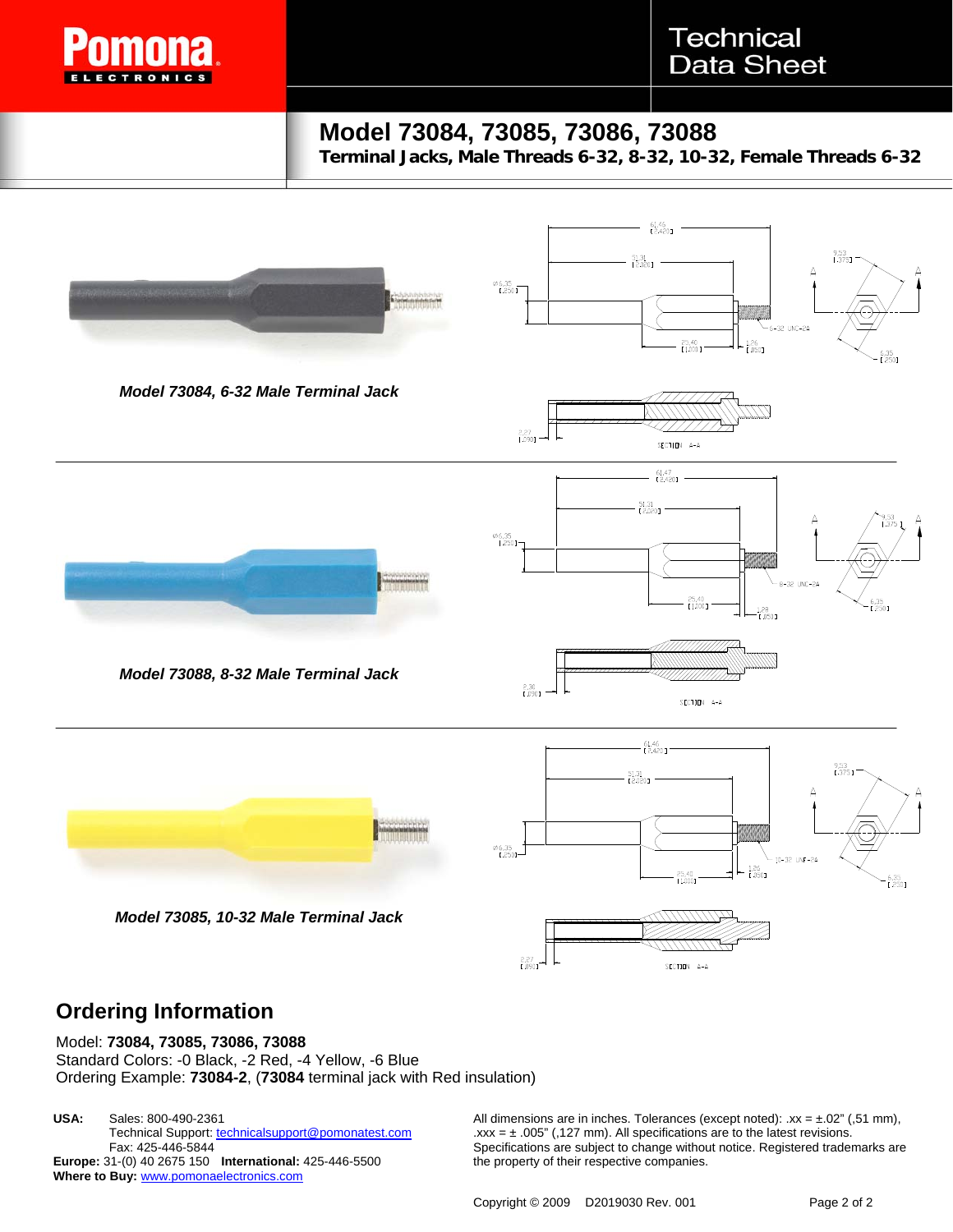# Model 73084, 73085, 73086, 73088

**Terminal Jacks, Male Threads 6-32, 8-32, 10-32, Female Threads 6-32**

*Model 73084, 6-32 Male Terminal Jack*

61.46
[2.420]
51.31
[2.020]
9.53
[.375]
Ø6.35
[.250]
6-32 UNC-2A
25.40
[1.000]
1.26
[.050]
6.35
[.250]
2.27
[.090]
SECTION A-A

*Model 73088, 8-32 Male Terminal Jack*

61.47
[2.420]
51.31
[2.020]
9.53
[.375]
Ø6.35
[.250]
8-32 UNC-2A
25.40
[1.000]
1.28
[.050]
6.35
[.250]
2.30
[.090]
SECTION A-A

*Model 73085, 10-32 Male Terminal Jack*

61.46
[2.420]
51.31
[2.020]
9.53
[.375]
Ø6.35
[.250]
10-32 UNF-2A
25.40
[1.000]
1.26
[.050]
6.35
[.250]
2.27
[.090]
SECTION A-A

## Ordering Information

Model: **73084, 73085, 73086, 73088**
Standard Colors: -0 Black, -2 Red, -4 Yellow, -6 Blue
Ordering Example: **73084-2**, (**73084** terminal jack with Red insulation)

**USA:** Sales: 800-490-2361
Technical Support: technicalsupport@pomonatest.com
Fax: 425-446-5844
**Europe:** 31-(0) 40 2675 150 **International:** 425-446-5500
**Where to Buy:** www.pomonaelectronics.com

All dimensions are in inches. Tolerances (except noted): .xx = ±.02" (,51 mm), .xxx = ± .005" (,127 mm). All specifications are to the latest revisions. Specifications are subject to change without notice. Registered trademarks are the property of their respective companies.

Copyright © 2009 D2019030 Rev. 001